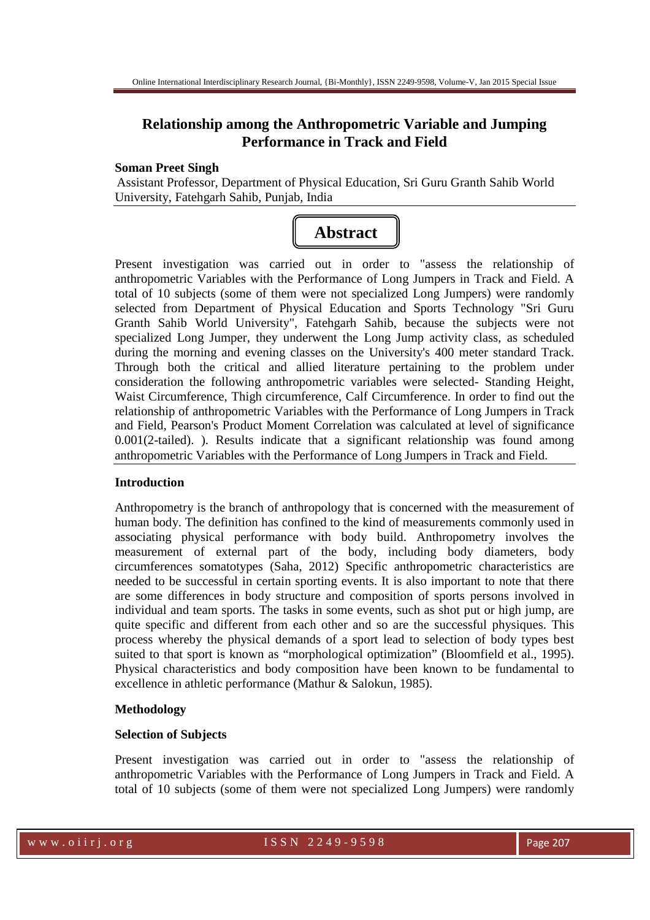# Relationship among the Anthropometric Variable and Jumping Performance in Track and Field

**Soman Preet Singh**

Assistant Professor, Department of Physical Education, Sri Guru Granth Sahib World University, Fatehgarh Sahib, Punjab, India

## Abstract

Present investigation was carried out in order to "assess the relationship of anthropometric Variables with the Performance of Long Jumpers in Track and Field. A total of 10 subjects (some of them were not specialized Long Jumpers) were randomly selected from Department of Physical Education and Sports Technology "Sri Guru Granth Sahib World University", Fatehgarh Sahib, because the subjects were not specialized Long Jumper, they underwent the Long Jump activity class, as scheduled during the morning and evening classes on the University's 400 meter standard Track. Through both the critical and allied literature pertaining to the problem under consideration the following anthropometric variables were selected- Standing Height, Waist Circumference, Thigh circumference, Calf Circumference. In order to find out the relationship of anthropometric Variables with the Performance of Long Jumpers in Track and Field, Pearson's Product Moment Correlation was calculated at level of significance 0.001(2-tailed). ). Results indicate that a significant relationship was found among anthropometric Variables with the Performance of Long Jumpers in Track and Field.

### Introduction

Anthropometry is the branch of anthropology that is concerned with the measurement of human body. The definition has confined to the kind of measurements commonly used in associating physical performance with body build. Anthropometry involves the measurement of external part of the body, including body diameters, body circumferences somatotypes (Saha, 2012) Specific anthropometric characteristics are needed to be successful in certain sporting events. It is also important to note that there are some differences in body structure and composition of sports persons involved in individual and team sports. The tasks in some events, such as shot put or high jump, are quite specific and different from each other and so are the successful physiques. This process whereby the physical demands of a sport lead to selection of body types best suited to that sport is known as "morphological optimization" (Bloomfield et al., 1995). Physical characteristics and body composition have been known to be fundamental to excellence in athletic performance (Mathur & Salokun, 1985).

### Methodology

#### Selection of Subjects

Present investigation was carried out in order to "assess the relationship of anthropometric Variables with the Performance of Long Jumpers in Track and Field. A total of 10 subjects (some of them were not specialized Long Jumpers) were randomly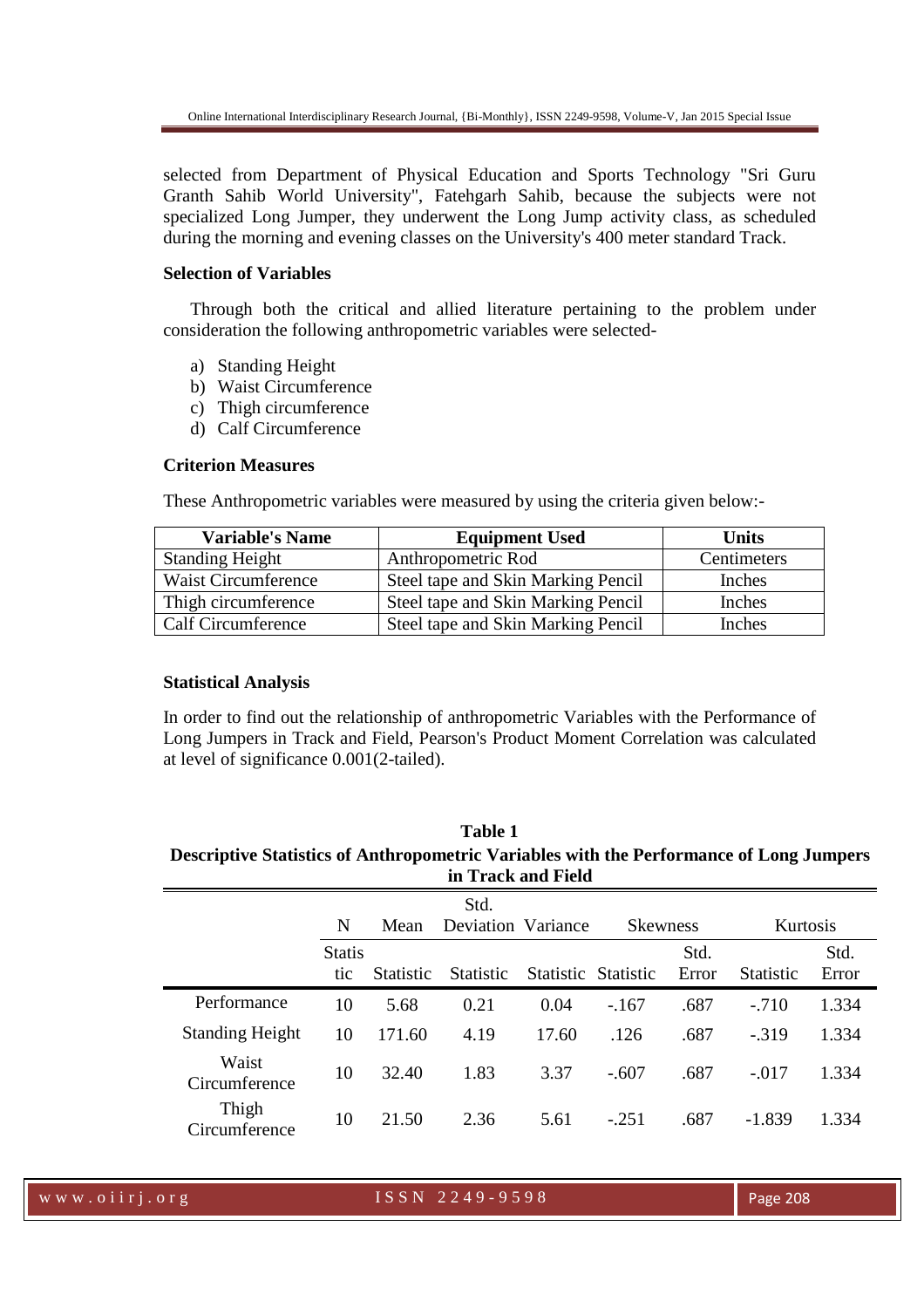selected from Department of Physical Education and Sports Technology "Sri Guru Granth Sahib World University", Fatehgarh Sahib, because the subjects were not specialized Long Jumper, they underwent the Long Jump activity class, as scheduled during the morning and evening classes on the University's 400 meter standard Track.

### Selection of Variables

Through both the critical and allied literature pertaining to the problem under consideration the following anthropometric variables were selected-

a) Standing Height
b) Waist Circumference
c) Thigh circumference
d) Calf Circumference

### Criterion Measures

These Anthropometric variables were measured by using the criteria given below:-

| Variable's Name | Equipment Used | Units |
|---|---|---|
| Standing Height | Anthropometric Rod | Centimeters |
| Waist Circumference | Steel tape and Skin Marking Pencil | Inches |
| Thigh circumference | Steel tape and Skin Marking Pencil | Inches |
| Calf Circumference | Steel tape and Skin Marking Pencil | Inches |

### Statistical Analysis

In order to find out the relationship of anthropometric Variables with the Performance of Long Jumpers in Track and Field, Pearson's Product Moment Correlation was calculated at level of significance 0.001(2-tailed).

**Table 1**
**Descriptive Statistics of Anthropometric Variables with the Performance of Long Jumpers in Track and Field**

| | N | Mean | Std. Deviation | Variance | Skewness | | Kurtosis | |
|---|---|---|---|---|---|---|---|---|
| | Statistic | Statistic | Statistic | Statistic | Statistic | Std. Error | Statistic | Std. Error |
| Performance | 10 | 5.68 | 0.21 | 0.04 | -.167 | .687 | -.710 | 1.334 |
| Standing Height | 10 | 171.60 | 4.19 | 17.60 | .126 | .687 | -.319 | 1.334 |
| Waist Circumference | 10 | 32.40 | 1.83 | 3.37 | -.607 | .687 | -.017 | 1.334 |
| Thigh Circumference | 10 | 21.50 | 2.36 | 5.61 | -.251 | .687 | -1.839 | 1.334 |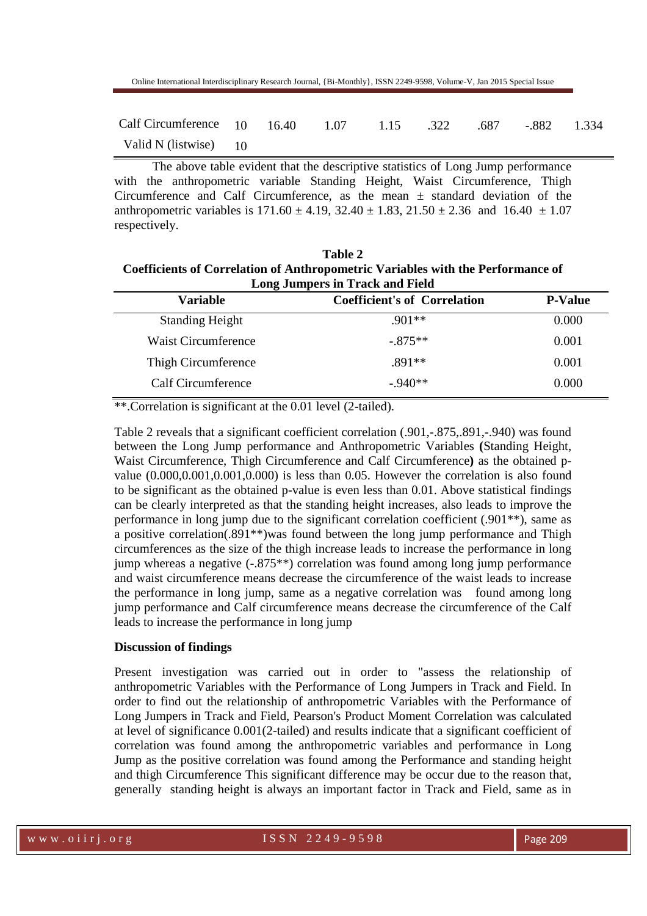| Calf Circumference | 10 | 16.40 | 1.07 | 1.15 | .322 | .687 | -.882 | 1.334 |
|---|---|---|---|---|---|---|---|---|
| Valid N (listwise) | 10 | | | | | | | |

The above table evident that the descriptive statistics of Long Jump performance with the anthropometric variable Standing Height, Waist Circumference, Thigh Circumference and Calf Circumference, as the mean ± standard deviation of the anthropometric variables is 171.60 ± 4.19, 32.40 ± 1.83, 21.50 ± 2.36 and 16.40 ± 1.07 respectively.

**Table 2**
**Coefficients of Correlation of Anthropometric Variables with the Performance of Long Jumpers in Track and Field**

| Variable | Coefficient's of Correlation | P-Value |
|---|---|---|
| Standing Height | .901** | 0.000 |
| Waist Circumference | -.875** | 0.001 |
| Thigh Circumference | .891** | 0.001 |
| Calf Circumference | -.940** | 0.000 |

**.Correlation is significant at the 0.01 level (2-tailed).

Table 2 reveals that a significant coefficient correlation (.901,-.875,.891,-.940) was found between the Long Jump performance and Anthropometric Variables **(**Standing Height, Waist Circumference, Thigh Circumference and Calf Circumference**)** as the obtained p-value (0.000,0.001,0.001,0.000) is less than 0.05. However the correlation is also found to be significant as the obtained p-value is even less than 0.01. Above statistical findings can be clearly interpreted as that the standing height increases, also leads to improve the performance in long jump due to the significant correlation coefficient (.901**), same as a positive correlation(.891**)was found between the long jump performance and Thigh circumferences as the size of the thigh increase leads to increase the performance in long jump whereas a negative (-.875**) correlation was found among long jump performance and waist circumference means decrease the circumference of the waist leads to increase the performance in long jump, same as a negative correlation was found among long jump performance and Calf circumference means decrease the circumference of the Calf leads to increase the performance in long jump

**Discussion of findings**

Present investigation was carried out in order to "assess the relationship of anthropometric Variables with the Performance of Long Jumpers in Track and Field. In order to find out the relationship of anthropometric Variables with the Performance of Long Jumpers in Track and Field, Pearson's Product Moment Correlation was calculated at level of significance 0.001(2-tailed) and results indicate that a significant coefficient of correlation was found among the anthropometric variables and performance in Long Jump as the positive correlation was found among the Performance and standing height and thigh Circumference This significant difference may be occur due to the reason that, generally standing height is always an important factor in Track and Field, same as in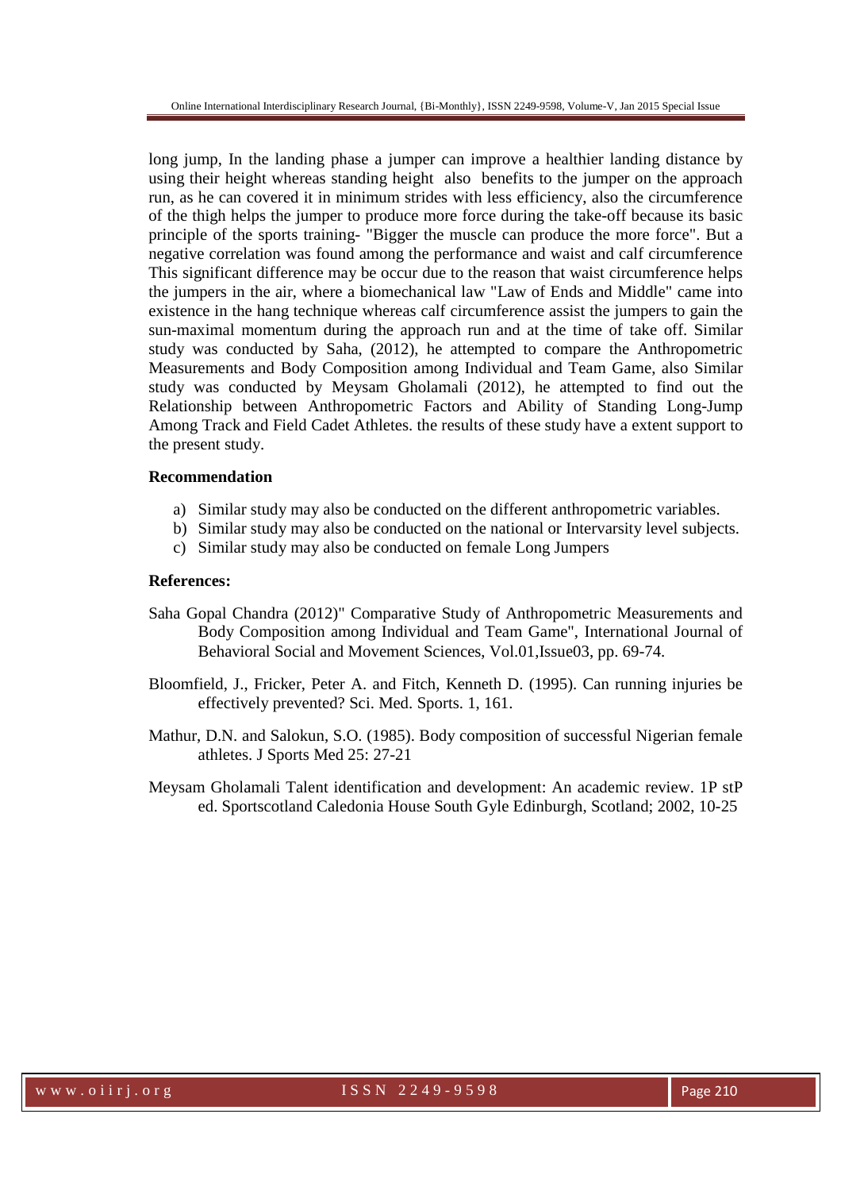long jump, In the landing phase a jumper can improve a healthier landing distance by using their height whereas standing height also benefits to the jumper on the approach run, as he can covered it in minimum strides with less efficiency, also the circumference of the thigh helps the jumper to produce more force during the take-off because its basic principle of the sports training- "Bigger the muscle can produce the more force". But a negative correlation was found among the performance and waist and calf circumference This significant difference may be occur due to the reason that waist circumference helps the jumpers in the air, where a biomechanical law "Law of Ends and Middle" came into existence in the hang technique whereas calf circumference assist the jumpers to gain the sun-maximal momentum during the approach run and at the time of take off. Similar study was conducted by Saha, (2012), he attempted to compare the Anthropometric Measurements and Body Composition among Individual and Team Game, also Similar study was conducted by Meysam Gholamali (2012), he attempted to find out the Relationship between Anthropometric Factors and Ability of Standing Long-Jump Among Track and Field Cadet Athletes. the results of these study have a extent support to the present study.

**Recommendation**

a) Similar study may also be conducted on the different anthropometric variables.
b) Similar study may also be conducted on the national or Intervarsity level subjects.
c) Similar study may also be conducted on female Long Jumpers

**References:**

Saha Gopal Chandra (2012)" Comparative Study of Anthropometric Measurements and Body Composition among Individual and Team Game", International Journal of Behavioral Social and Movement Sciences, Vol.01,Issue03, pp. 69-74.

Bloomfield, J., Fricker, Peter A. and Fitch, Kenneth D. (1995). Can running injuries be effectively prevented? Sci. Med. Sports. 1, 161.

Mathur, D.N. and Salokun, S.O. (1985). Body composition of successful Nigerian female athletes. J Sports Med 25: 27-21

Meysam Gholamali Talent identification and development: An academic review. 1P stP ed. Sportscotland Caledonia House South Gyle Edinburgh, Scotland; 2002, 10-25